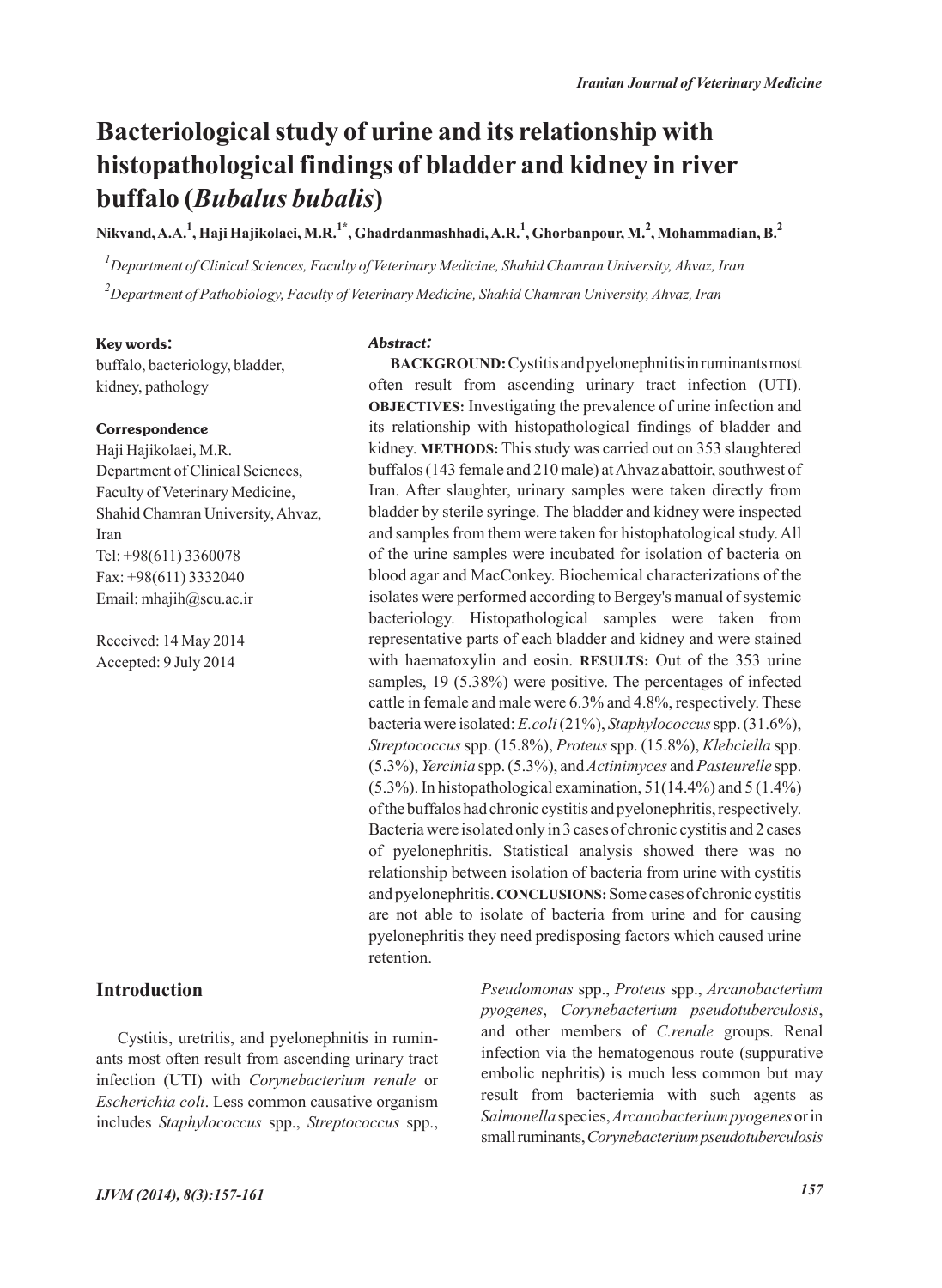# Bacteriological study of urine and its relationship with histopathological findings of bladder and kidney in river buffalo (*Bubalus bubalis*)

**Nikvand, A.A.[1], Haji Hajikolaei, M.R.[1*], Ghadrdanmashhadi, A.R.[1], Ghorbanpour, M.[2], Mohammadian, B.[2]**

[1]*Department of Clinical Sciences, Faculty of Veterinary Medicine, Shahid Chamran University, Ahvaz, Iran*

[2]*Department of Pathobiology, Faculty of Veterinary Medicine, Shahid Chamran University, Ahvaz, Iran*

**Key words:**
buffalo, bacteriology, bladder, kidney, pathology

**Correspondence**
Haji Hajikolaei, M.R.
Department of Clinical Sciences, Faculty of Veterinary Medicine, Shahid Chamran University, Ahvaz, Iran
Tel: +98(611) 3360078
Fax: +98(611) 3332040
Email: mhajih@scu.ac.ir

Received: 14 May 2014
Accepted: 9 July 2014

***Abstract:***

**BACKGROUND:** Cystitis and pyelonephritis in ruminants most often result from ascending urinary tract infection (UTI). **OBJECTIVES:** Investigating the prevalence of urine infection and its relationship with histopathological findings of bladder and kidney. **METHODS:** This study was carried out on 353 slaughtered buffalos (143 female and 210 male) at Ahvaz abattoir, southwest of Iran. After slaughter, urinary samples were taken directly from bladder by sterile syringe. The bladder and kidney were inspected and samples from them were taken for histophatological study. All of the urine samples were incubated for isolation of bacteria on blood agar and MacConkey. Biochemical characterizations of the isolates were performed according to Bergey's manual of systemic bacteriology. Histopathological samples were taken from representative parts of each bladder and kidney and were stained with haematoxylin and eosin. **RESULTS:** Out of the 353 urine samples, 19 (5.38%) were positive. The percentages of infected cattle in female and male were 6.3% and 4.8%, respectively. These bacteria were isolated: *E.coli* (21%), *Staphylococcus* spp. (31.6%), *Streptococcus* spp. (15.8%), *Proteus* spp. (15.8%), *Klebciella* spp. (5.3%), *Yercinia* spp. (5.3%), and *Actinimyces* and *Pasteurelle* spp. (5.3%). In histopathological examination, 51(14.4%) and 5 (1.4%) of the buffalos had chronic cystitis and pyelonephritis, respectively. Bacteria were isolated only in 3 cases of chronic cystitis and 2 cases of pyelonephritis. Statistical analysis showed there was no relationship between isolation of bacteria from urine with cystitis and pyelonephritis. **CONCLUSIONS:** Some cases of chronic cystitis are not able to isolate of bacteria from urine and for causing pyelonephritis they need predisposing factors which caused urine retention.

## Introduction

Cystitis, uretritis, and pyelonephritis in ruminants most often result from ascending urinary tract infection (UTI) with *Corynebacterium renale* or *Escherichia coli*. Less common causative organism includes *Staphylococcus* spp., *Streptococcus* spp., *Pseudomonas* spp., *Proteus* spp., *Arcanobacterium pyogenes*, *Corynebacterium pseudotuberculosis*, and other members of *C.renale* groups. Renal infection via the hematogenous route (suppurative embolic nephritis) is much less common but may result from bacteriemia with such agents as *Salmonella* species, *Arcanobacterium pyogenes* or in small ruminants, *Corynebacterium pseudotuberculosis*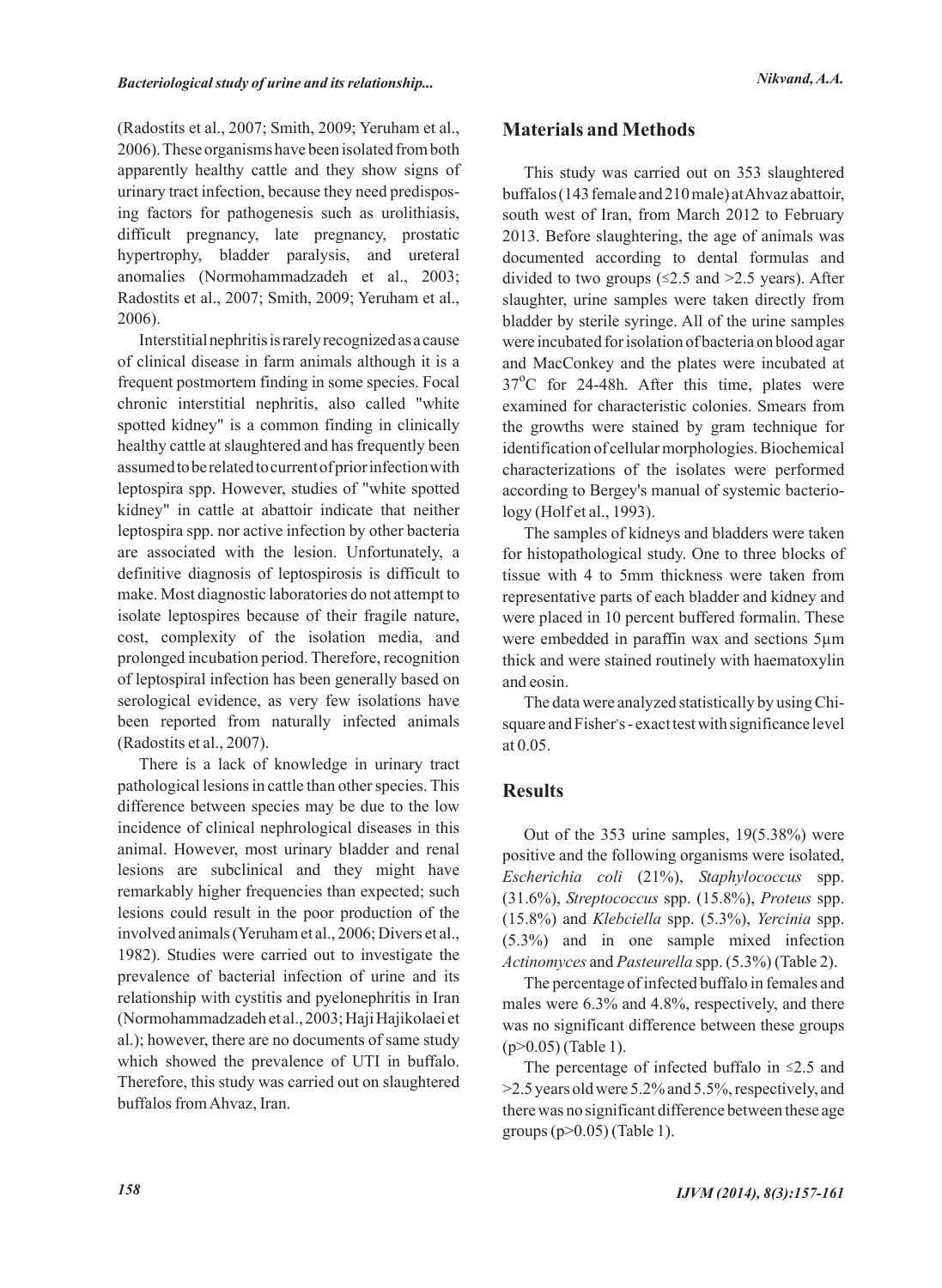(Radostits et al., 2007; Smith, 2009; Yeruham et al., 2006). These organisms have been isolated from both apparently healthy cattle and they show signs of urinary tract infection, because they need predisposing factors for pathogenesis such as urolithiasis, difficult pregnancy, late pregnancy, prostatic hypertrophy, bladder paralysis, and ureteral anomalies (Normohammadzadeh et al., 2003; Radostits et al., 2007; Smith, 2009; Yeruham et al., 2006).

Interstitial nephritis is rarely recognized as a cause of clinical disease in farm animals although it is a frequent postmortem finding in some species. Focal chronic interstitial nephritis, also called "white spotted kidney" is a common finding in clinically healthy cattle at slaughtered and has frequently been assumed to be related to current of prior infection with leptospira spp. However, studies of "white spotted kidney" in cattle at abattoir indicate that neither leptospira spp. nor active infection by other bacteria are associated with the lesion. Unfortunately, a definitive diagnosis of leptospirosis is difficult to make. Most diagnostic laboratories do not attempt to isolate leptospires because of their fragile nature, cost, complexity of the isolation media, and prolonged incubation period. Therefore, recognition of leptospiral infection has been generally based on serological evidence, as very few isolations have been reported from naturally infected animals (Radostits et al., 2007).

There is a lack of knowledge in urinary tract pathological lesions in cattle than other species. This difference between species may be due to the low incidence of clinical nephrological diseases in this animal. However, most urinary bladder and renal lesions are subclinical and they might have remarkably higher frequencies than expected; such lesions could result in the poor production of the involved animals (Yeruham et al., 2006; Divers et al., 1982). Studies were carried out to investigate the prevalence of bacterial infection of urine and its relationship with cystitis and pyelonephritis in Iran (Normohammadzadeh et al., 2003; Haji Hajikolaei et al.); however, there are no documents of same study which showed the prevalence of UTI in buffalo. Therefore, this study was carried out on slaughtered buffalos from Ahvaz, Iran.

## Materials and Methods

This study was carried out on 353 slaughtered buffalos (143 female and 210 male) at Ahvaz abattoir, south west of Iran, from March 2012 to February 2013. Before slaughtering, the age of animals was documented according to dental formulas and divided to two groups (≤2.5 and >2.5 years). After slaughter, urine samples were taken directly from bladder by sterile syringe. All of the urine samples were incubated for isolation of bacteria on blood agar and MacConkey and the plates were incubated at $37^{o}$C for 24-48h. After this time, plates were examined for characteristic colonies. Smears from the growths were stained by gram technique for identification of cellular morphologies. Biochemical characterizations of the isolates were performed according to Bergey's manual of systemic bacteriology (Holf et al., 1993).

The samples of kidneys and bladders were taken for histopathological study. One to three blocks of tissue with 4 to 5mm thickness were taken from representative parts of each bladder and kidney and were placed in 10 percent buffered formalin. These were embedded in paraffin wax and sections 5µm thick and were stained routinely with haematoxylin and eosin.

The data were analyzed statistically by using Chi-square and Fisher's - exact test with significance level at 0.05.

## Results

Out of the 353 urine samples, 19(5.38%) were positive and the following organisms were isolated, *Escherichia coli* (21%), *Staphylococcus* spp. (31.6%), *Streptococcus* spp. (15.8%), *Proteus* spp. (15.8%) and *Klebciella* spp. (5.3%), *Yercinia* spp. (5.3%) and in one sample mixed infection *Actinomyces* and *Pasteurella* spp. (5.3%) (Table 2).

The percentage of infected buffalo in females and males were 6.3% and 4.8%, respectively, and there was no significant difference between these groups (p>0.05) (Table 1).

The percentage of infected buffalo in ≤2.5 and >2.5 years old were 5.2% and 5.5%, respectively, and there was no significant difference between these age groups (p>0.05) (Table 1).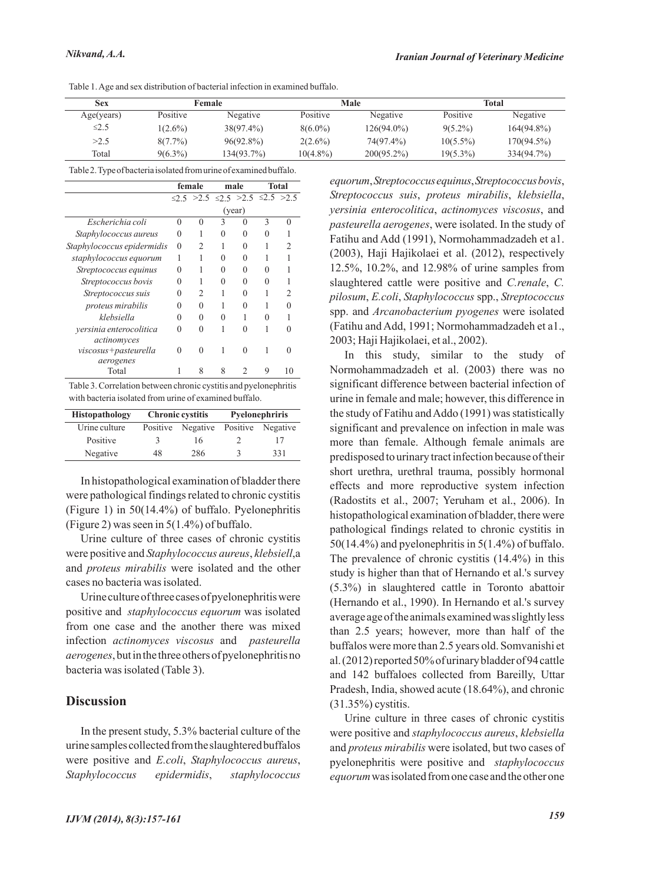Table 1. Age and sex distribution of bacterial infection in examined buffalo.

| Sex | Female | | Male | | Total | |
|---|---|---|---|---|---|---|
| Age(years) | Positive | Negative | Positive | Negative | Positive | Negative |
| ≤2.5 | 1(2.6%) | 38(97.4%) | 8(6.0%) | 126(94.0%) | 9(5.2%) | 164(94.8%) |
| >2.5 | 8(7.7%) | 96(92.8%) | 2(2.6%) | 74(97.4%) | 10(5.5%) | 170(94.5%) |
| Total | 9(6.3%) | 134(93.7%) | 10(4.8%) | 200(95.2%) | 19(5.3%) | 334(94.7%) |

Table 2. Type of bacteria isolated from urine of examined buffalo.

| | female | | male | | Total | |
|---|---|---|---|---|---|---|
| | ≤2.5 | >2.5 | ≤2.5 | >2.5 | ≤2.5 | >2.5 |
| | (year) | | | | | |
| *Escherichia coli* | 0 | 0 | 3 | 0 | 3 | 0 |
| *Staphylococcus aureus* | 0 | 1 | 0 | 0 | 0 | 1 |
| *Staphylococcus epidermidis* | 0 | 2 | 1 | 0 | 1 | 2 |
| *staphylococcus equorum* | 1 | 1 | 0 | 0 | 1 | 1 |
| *Streptococcus equinus* | 0 | 1 | 0 | 0 | 0 | 1 |
| *Streptococcus bovis* | 0 | 1 | 0 | 0 | 0 | 1 |
| *Streptococcus suis* | 0 | 2 | 1 | 0 | 1 | 2 |
| *proteus mirabilis* | 0 | 0 | 1 | 0 | 1 | 0 |
| *klebsiella* | 0 | 0 | 0 | 1 | 0 | 1 |
| *yersinia enterocolitica* | 0 | 0 | 1 | 0 | 1 | 0 |
| *actinomyces viscosus*+*pasteurella aerogenes* | 0 | 0 | 1 | 0 | 1 | 0 |
| Total | 1 | 8 | 8 | 2 | 9 | 10 |

Table 3. Correlation between chronic cystitis and pyelonephritis with bacteria isolated from urine of examined buffalo.

| Histopathology | Chronic cystitis | | Pyelonephriris | |
|---|---|---|---|---|
| Urine culture | Positive | Negative | Positive | Negative |
| Positive | 3 | 16 | 2 | 17 |
| Negative | 48 | 286 | 3 | 331 |

In histopathological examination of bladder there were pathological findings related to chronic cystitis (Figure 1) in 50(14.4%) of buffalo. Pyelonephritis (Figure 2) was seen in 5(1.4%) of buffalo.

Urine culture of three cases of chronic cystitis were positive and *Staphylococcus aureus*, *klebsiell*,a and *proteus mirabilis* were isolated and the other cases no bacteria was isolated.

Urine culture of three cases of pyelonephritis were positive and *staphylococcus equorum* was isolated from one case and the another there was mixed infection *actinomyces viscosus* and *pasteurella aerogenes*, but in the three others of pyelonephritis no bacteria was isolated (Table 3).

## Discussion

In the present study, 5.3% bacterial culture of the urine samples collected from the slaughtered buffalos were positive and *E.coli*, *Staphylococcus aureus*, *Staphylococcus epidermidis*, *staphylococcus equorum*, *Streptococcus equinus*, *Streptococcus bovis*, *Streptococcus suis*, *proteus mirabilis*, *klebsiella*, *yersinia enterocolitica*, *actinomyces viscosus*, and *pasteurella aerogenes*, were isolated. In the study of Fatihu and Add (1991), Normohammadzadeh et a1. (2003), Haji Hajikolaei et al. (2012), respectively 12.5%, 10.2%, and 12.98% of urine samples from slaughtered cattle were positive and *C.renale*, *C. pilosum*, *E.coli*, *Staphylococcus* spp., *Streptococcus* spp. and *Arcanobacterium pyogenes* were isolated (Fatihu and Add, 1991; Normohammadzadeh et a1., 2003; Haji Hajikolaei, et al., 2002).

In this study, similar to the study of Normohammadzadeh et al. (2003) there was no significant difference between bacterial infection of urine in female and male; however, this difference in the study of Fatihu and Addo (1991) was statistically significant and prevalence on infection in male was more than female. Although female animals are predisposed to urinary tract infection because of their short urethra, urethral trauma, possibly hormonal effects and more reproductive system infection (Radostits et al., 2007; Yeruham et al., 2006). In histopathological examination of bladder, there were pathological findings related to chronic cystitis in 50(14.4%) and pyelonephritis in 5(1.4%) of buffalo. The prevalence of chronic cystitis (14.4%) in this study is higher than that of Hernando et al.'s survey (5.3%) in slaughtered cattle in Toronto abattoir (Hernando et al., 1990). In Hernando et al.'s survey average age of the animals examined was slightly less than 2.5 years; however, more than half of the buffalos were more than 2.5 years old. Somvanishi et al. (2012) reported 50% of urinary bladder of 94 cattle and 142 buffaloes collected from Bareilly, Uttar Pradesh, India, showed acute (18.64%), and chronic (31.35%) cystitis.

Urine culture in three cases of chronic cystitis were positive and *staphylococcus aureus*, *klebsiella* and *proteus mirabilis* were isolated, but two cases of pyelonephritis were positive and *staphylococcus equorum* was isolated from one case and the other one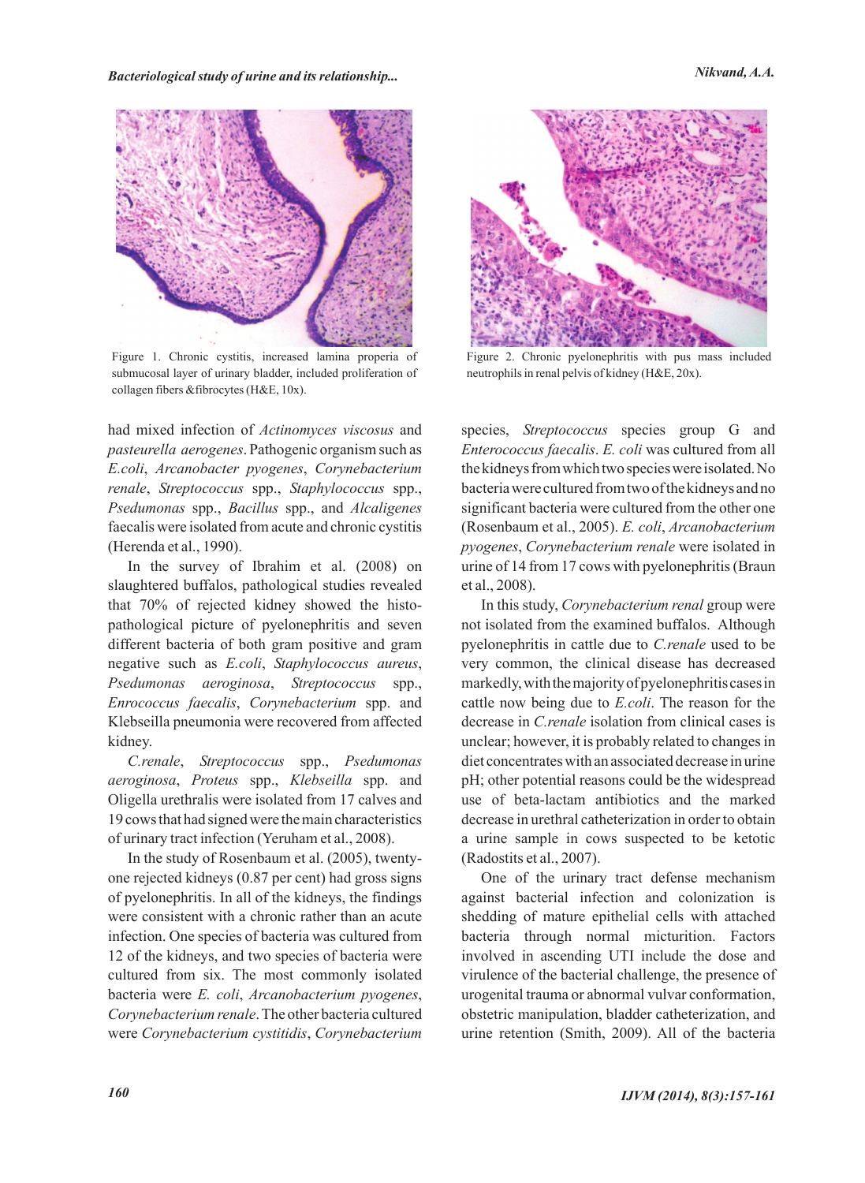Figure 1. Chronic cystitis, increased lamina properia of submucosal layer of urinary bladder, included proliferation of collagen fibers &fibrocytes (H&E, 10x).

Figure 2. Chronic pyelonephritis with pus mass included neutrophils in renal pelvis of kidney (H&E, 20x).

had mixed infection of *Actinomyces viscosus* and *pasteurella aerogenes*. Pathogenic organism such as *E.coli*, *Arcanobacter pyogenes*, *Corynebacterium renale*, *Streptococcus* spp., *Staphylococcus* spp., *Psedumonas* spp., *Bacillus* spp., and *Alcaligenes* faecalis were isolated from acute and chronic cystitis (Herenda et al., 1990).

In the survey of Ibrahim et al. (2008) on slaughtered buffalos, pathological studies revealed that 70% of rejected kidney showed the histopathological picture of pyelonephritis and seven different bacteria of both gram positive and gram negative such as *E.coli*, *Staphylococcus aureus*, *Psedumonas aeroginosa*, *Streptococcus* spp., *Enrococcus faecalis*, *Corynebacterium* spp. and Klebseilla pneumonia were recovered from affected kidney.

*C.renale*, *Streptococcus* spp., *Psedumonas aeroginosa*, *Proteus* spp., *Klebseilla* spp. and Oligella urethralis were isolated from 17 calves and 19 cows that had signed were the main characteristics of urinary tract infection (Yeruham et al., 2008).

In the study of Rosenbaum et al. (2005), twenty-one rejected kidneys (0.87 per cent) had gross signs of pyelonephritis. In all of the kidneys, the findings were consistent with a chronic rather than an acute infection. One species of bacteria was cultured from 12 of the kidneys, and two species of bacteria were cultured from six. The most commonly isolated bacteria were *E. coli*, *Arcanobacterium pyogenes*, *Corynebacterium renale*. The other bacteria cultured were *Corynebacterium cystitidis*, *Corynebacterium* species, *Streptococcus* species group G and *Enterococcus faecalis*. *E. coli* was cultured from all the kidneys from which two species were isolated. No bacteria were cultured from two of the kidneys and no significant bacteria were cultured from the other one (Rosenbaum et al., 2005). *E. coli*, *Arcanobacterium pyogenes*, *Corynebacterium renale* were isolated in urine of 14 from 17 cows with pyelonephritis (Braun et al., 2008).

In this study, *Corynebacterium renal* group were not isolated from the examined buffalos. Although pyelonephritis in cattle due to *C.renale* used to be very common, the clinical disease has decreased markedly, with the majority of pyelonephritis cases in cattle now being due to *E.coli*. The reason for the decrease in *C.renale* isolation from clinical cases is unclear; however, it is probably related to changes in diet concentrates with an associated decrease in urine pH; other potential reasons could be the widespread use of beta-lactam antibiotics and the marked decrease in urethral catheterization in order to obtain a urine sample in cows suspected to be ketotic (Radostits et al., 2007).

One of the urinary tract defense mechanism against bacterial infection and colonization is shedding of mature epithelial cells with attached bacteria through normal micturition. Factors involved in ascending UTI include the dose and virulence of the bacterial challenge, the presence of urogenital trauma or abnormal vulvar conformation, obstetric manipulation, bladder catheterization, and urine retention (Smith, 2009). All of the bacteria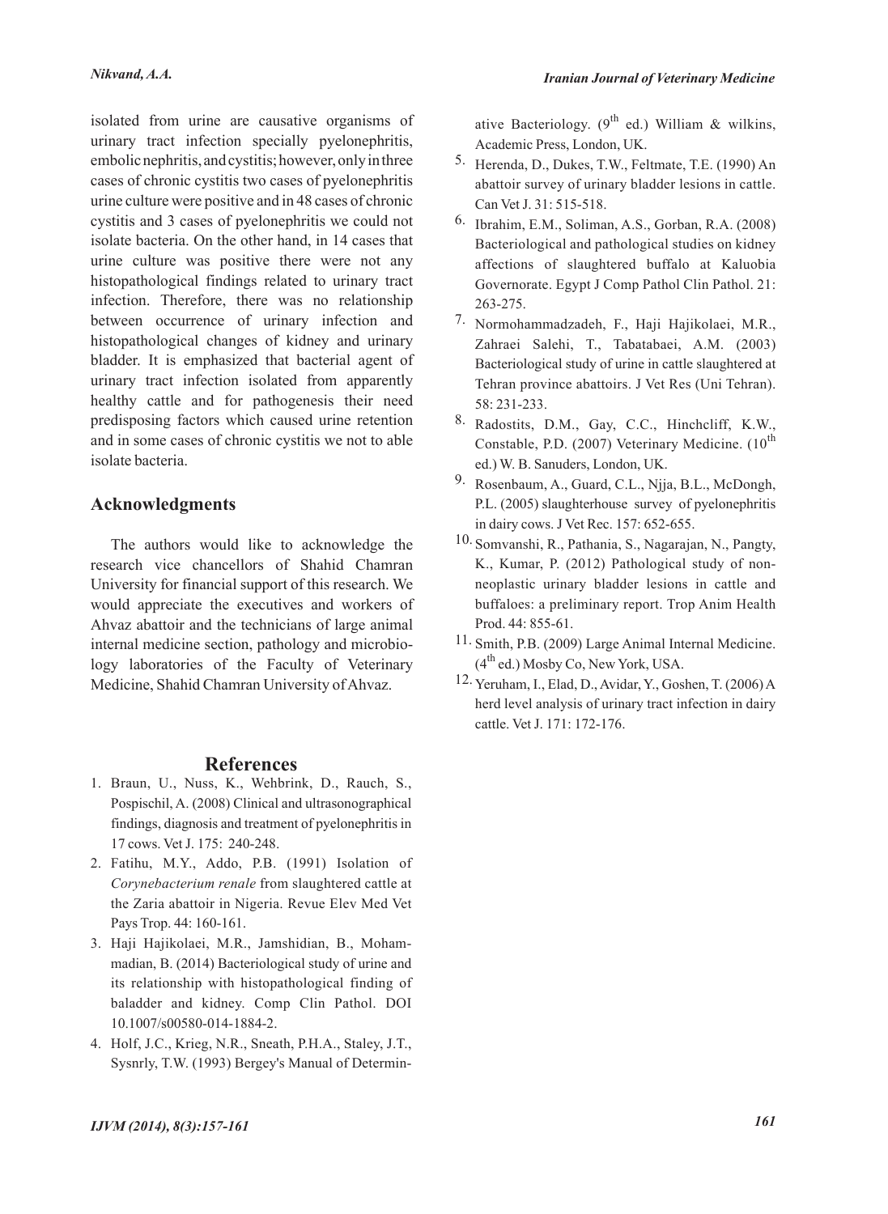isolated from urine are causative organisms of urinary tract infection specially pyelonephritis, embolic nephritis, and cystitis; however, only in three cases of chronic cystitis two cases of pyelonephritis urine culture were positive and in 48 cases of chronic cystitis and 3 cases of pyelonephritis we could not isolate bacteria. On the other hand, in 14 cases that urine culture was positive there were not any histopathological findings related to urinary tract infection. Therefore, there was no relationship between occurrence of urinary infection and histopathological changes of kidney and urinary bladder. It is emphasized that bacterial agent of urinary tract infection isolated from apparently healthy cattle and for pathogenesis their need predisposing factors which caused urine retention and in some cases of chronic cystitis we not to able isolate bacteria.

## Acknowledgments

The authors would like to acknowledge the research vice chancellors of Shahid Chamran University for financial support of this research. We would appreciate the executives and workers of Ahvaz abattoir and the technicians of large animal internal medicine section, pathology and microbiology laboratories of the Faculty of Veterinary Medicine, Shahid Chamran University of Ahvaz.

## References

1. Braun, U., Nuss, K., Wehbrink, D., Rauch, S., Pospischil, A. (2008) Clinical and ultrasonographical findings, diagnosis and treatment of pyelonephritis in 17 cows. Vet J. 175: 240-248.
2. Fatihu, M.Y., Addo, P.B. (1991) Isolation of *Corynebacterium renale* from slaughtered cattle at the Zaria abattoir in Nigeria. Revue Elev Med Vet Pays Trop. 44: 160-161.
3. Haji Hajikolaei, M.R., Jamshidian, B., Mohammadian, B. (2014) Bacteriological study of urine and its relationship with histopathological finding of baladder and kidney. Comp Clin Pathol. DOI 10.1007/s00580-014-1884-2.
4. Holf, J.C., Krieg, N.R., Sneath, P.H.A., Staley, J.T., Sysnrly, T.W. (1993) Bergey's Manual of Determinative Bacteriology. (9th ed.) William & wilkins, Academic Press, London, UK.
5. Herenda, D., Dukes, T.W., Feltmate, T.E. (1990) An abattoir survey of urinary bladder lesions in cattle. Can Vet J. 31: 515-518.
6. Ibrahim, E.M., Soliman, A.S., Gorban, R.A. (2008) Bacteriological and pathological studies on kidney affections of slaughtered buffalo at Kaluobia Governorate. Egypt J Comp Pathol Clin Pathol. 21: 263-275.
7. Normohammadzadeh, F., Haji Hajikolaei, M.R., Zahraei Salehi, T., Tabatabaei, A.M. (2003) Bacteriological study of urine in cattle slaughtered at Tehran province abattoirs. J Vet Res (Uni Tehran). 58: 231-233.
8. Radostits, D.M., Gay, C.C., Hinchcliff, K.W., Constable, P.D. (2007) Veterinary Medicine. (10th ed.) W. B. Sanuders, London, UK.
9. Rosenbaum, A., Guard, C.L., Njja, B.L., McDongh, P.L. (2005) slaughterhouse survey of pyelonephritis in dairy cows. J Vet Rec. 157: 652-655.
10. Somvanshi, R., Pathania, S., Nagarajan, N., Pangty, K., Kumar, P. (2012) Pathological study of non-neoplastic urinary bladder lesions in cattle and buffaloes: a preliminary report. Trop Anim Health Prod. 44: 855-61.
11. Smith, P.B. (2009) Large Animal Internal Medicine. (4th ed.) Mosby Co, New York, USA.
12. Yeruham, I., Elad, D., Avidar, Y., Goshen, T. (2006) A herd level analysis of urinary tract infection in dairy cattle. Vet J. 171: 172-176.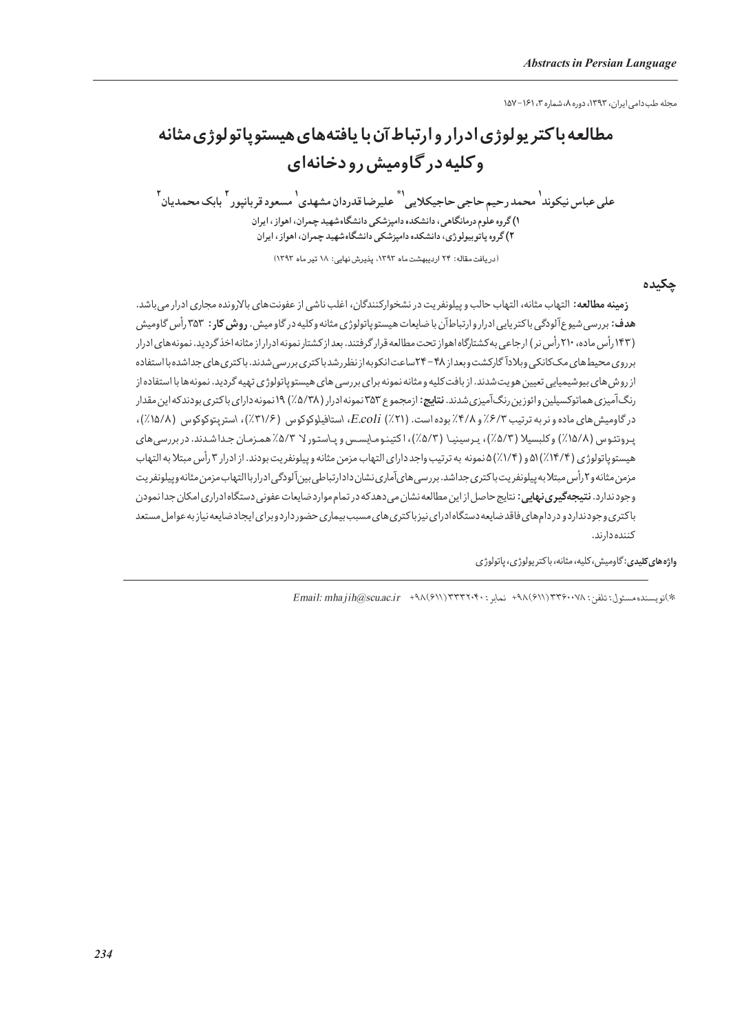# مطالعه باکتریولوژی ادرار و ارتباط آن با یافته‌های هیستوپاتولوژی مثانه و کلیه در گاومیش رودخانه‌ای

علی عباس نیکوند[1] محمد رحیم حاجی حاجیکلایی[1*] علیرضا قدردان مشهدی[1] مسعود قربانپور[2] بابک محمدیان[2]

۱) گروه علوم درمانگاهی، دانشکده دامپزشکی دانشگاه شهید چمران، اهواز، ایران

۲) گروه پاتوبیولوژی، دانشکده دامپزشکی دانشگاه شهید چمران، اهواز، ایران

(دریافت مقاله: ۲۴ اردیبهشت ماه ۱۳۹۳، پذیرش نهایی: ۱۸ تیر ماه ۱۳۹۳)

## چکیده

**زمینه مطالعه:** التهاب مثانه، التهاب حالب و پیلونفریت در نشخوارکنندگان، اغلب ناشی از عفونت‌های بالارونده مجاری ادرار می‌باشد. **هدف:** بررسی شیوع آلودگی باکتریایی ادرار و ارتباط آن با ضایعات هیستوپاتولوژی مثانه و کلیه در گاومیش. **روش کار:** ۳۵۳ رأس گاومیش (۱۴۳ رأس ماده، ۲۱۰ رأس نر) ارجاعی به کشتارگاه اهواز تحت مطالعه قرار گرفتند. بعد از کشتار نمونه ادرار از مثانه اخذ گردید. نمونه‌های ادرار بر روی محیط‌های مک‌کانکی و بلاداً گار کشت و بعد از ۴۸-۲۴ ساعت انکوبه از نظر رشد باکتری بررسی شدند. باکتری‌های جدا شده با استفاده از روش‌های بیوشیمیایی تعیین هویت شدند. از بافت کلیه و مثانه نمونه برای بررسی‌های هیستوپاتولوژی تهیه گردید. نمونه‌ها با استفاده از رنگ‌آمیزی هماتوکسیلین و ائوزین رنگ‌آمیزی شدند. **نتایج:** از مجموع ۳۵۳ نمونه ادرار (۵/۳۸٪) ۱۹ نمونه دارای باکتری بودند که این مقدار در گاومیش‌های ماده و نر به ترتیب ۶/۳٪ و ۴/۸٪ بوده است. *E.coli* (۲۱٪)، استافیلوکوکوس (۳۱/۶٪)، استرپتوکوکوس (۱۵/۸٪)، پروتئوس (۱۵/۸٪) و کلبسیلا (۵/۳٪)، یرسینیا (۵/۳٪)، اکتینومایسس و پاستورلا ۵/۳٪ همزمان جدا شدند. در بررسی‌های هیستوپاتولوژی (۱۴/۴٪) ۵۱ و (۱/۴٪) ۵ نمونه به ترتیب واجد دارای التهاب مزمن مثانه و پیلونفریت بودند. از ادرار ۳ رأس مبتلا به التهاب مزمن مثانه و ۲ رأس مبتلا به پیلونفریت باکتری جدا شد. بررسی‌های آماری نشان داد ارتباطی بین آلودگی ادرار با التهاب مزمن مثانه و پیلونفریت وجود ندارد. **نتیجه‌گیری نهایی:** نتایج حاصل از این مطالعه نشان می‌دهد که در تمام موارد ضایعات عفونی دستگاه ادراری امکان جدا نمودن باکتری وجود ندارد و در دام‌های فاقد ضایعه دستگاه ادراری نیز باکتری‌های مسبب بیماری حضور دارد و برای ایجاد ضایعه نیاز به عوامل مستعد کننده دارند.

**واژه‌های کلیدی:** گاومیش، کلیه، مثانه، باکتریولوژی، پاتولوژی

*) نویسنده مسئول: تلفن: ۳۳۳۶۰۰۷۸(۶۱۱)۹۸+ نمابر: ۳۳۳۲۰۴۰(۶۱۱)۹۸+ Email: mhajih@scu.ac.ir